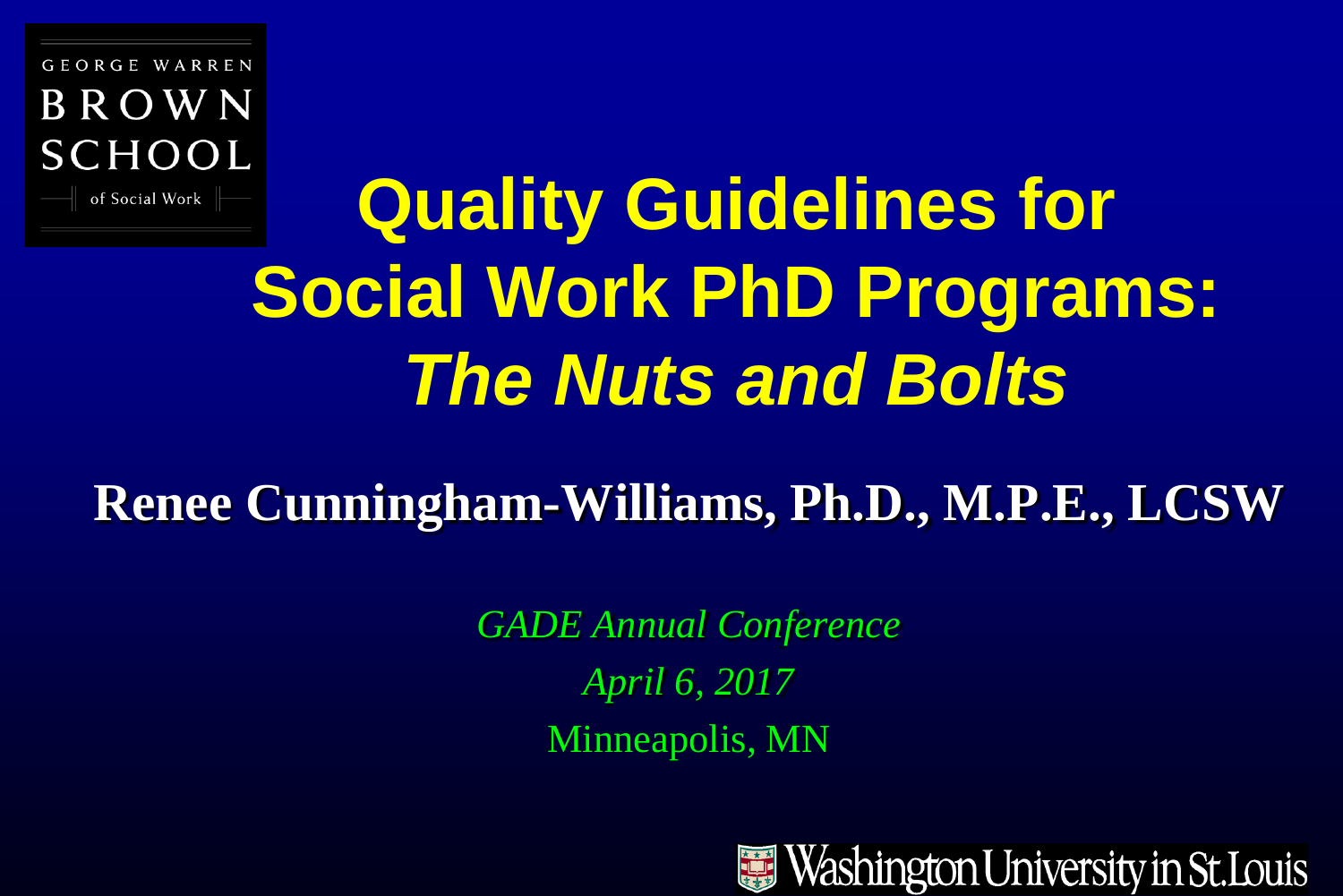GEORGE WARREN
BROWN
SCHOOL
of Social Work

# Quality Guidelines for Social Work PhD Programs: *The Nuts and Bolts*

**Renee Cunningham-Williams, Ph.D., M.P.E., LCSW**

*GADE Annual Conference*

*April 6, 2017*

Minneapolis, MN

Washington University in St. Louis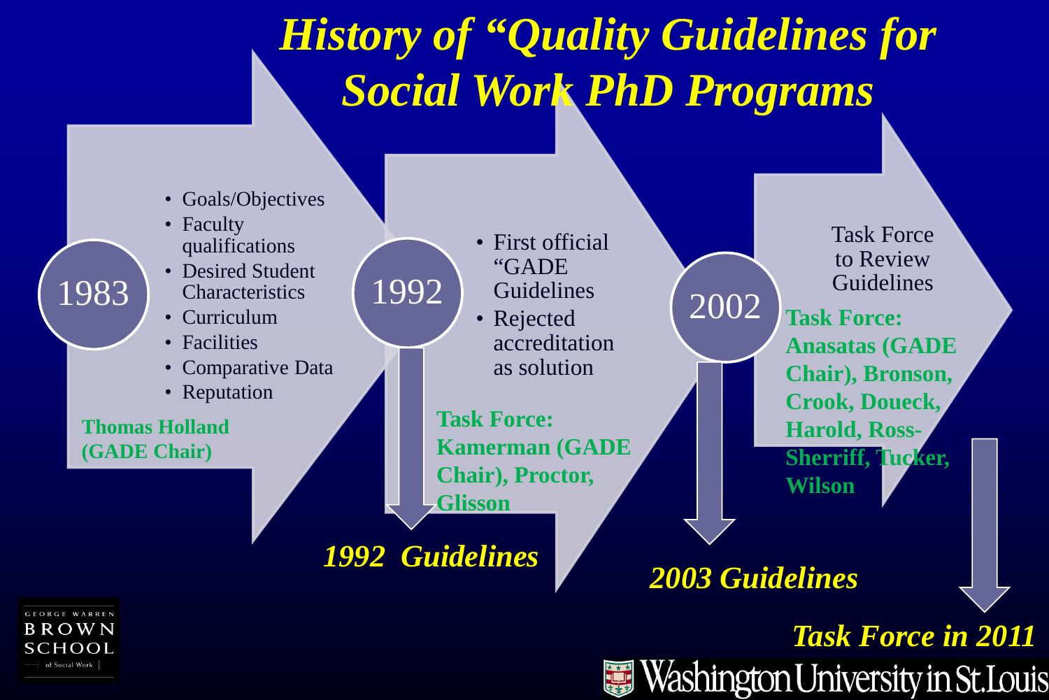# History of "Quality Guidelines for Social Work PhD Programs

## 1983

- Goals/Objectives
- Faculty qualifications
- Desired Student Characteristics
- Curriculum
- Facilities
- Comparative Data
- Reputation

**Thomas Holland (GADE Chair)**

## 1992

- First official "GADE Guidelines
- Rejected accreditation as solution

**Task Force: Kamerman (GADE Chair), Proctor, Glisson**

***1992 Guidelines***

## 2002

Task Force to Review Guidelines

**Task Force: Anasatas (GADE Chair), Bronson, Crook, Doueck, Harold, Ross-Sherriff, Tucker, Wilson**

***2003 Guidelines***

***Task Force in 2011***

GEORGE WARREN BROWN SCHOOL of Social Work

Washington University in St. Louis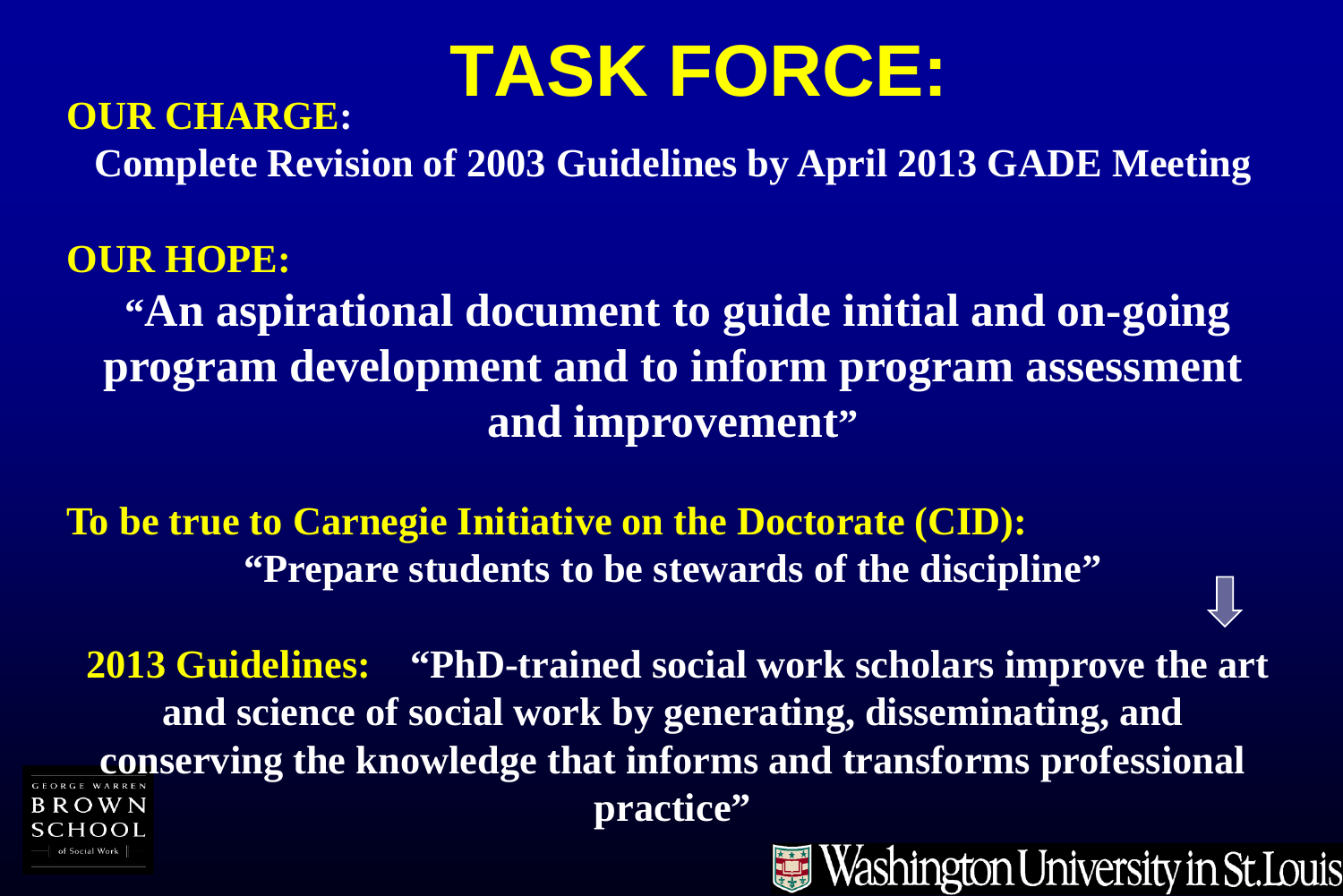# TASK FORCE:

**OUR CHARGE:**

**Complete Revision of 2003 Guidelines by April 2013 GADE Meeting**

**OUR HOPE:**

**"An aspirational document to guide initial and on-going program development and to inform program assessment and improvement"**

**To be true to Carnegie Initiative on the Doctorate (CID):**

**"Prepare students to be stewards of the discipline"**

**2013 Guidelines:** **"PhD-trained social work scholars improve the art and science of social work by generating, disseminating, and conserving the knowledge that informs and transforms professional practice"**

GEORGE WARREN BROWN SCHOOL of Social Work

Washington University in St. Louis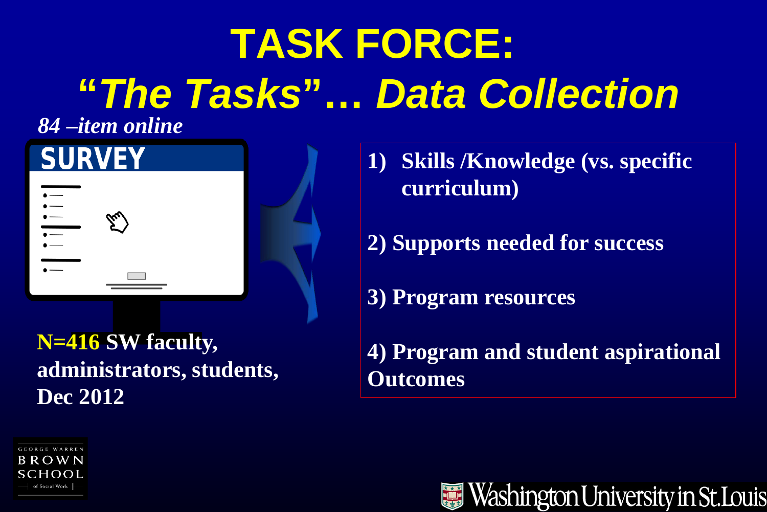# TASK FORCE:

## *"The Tasks"… Data Collection*

***84 –item online***

**SURVEY**

**N=416 SW faculty, administrators, students, Dec 2012**

1) **Skills /Knowledge (vs. specific curriculum)**

2) **Supports needed for success**

3) **Program resources**

4) **Program and student aspirational Outcomes**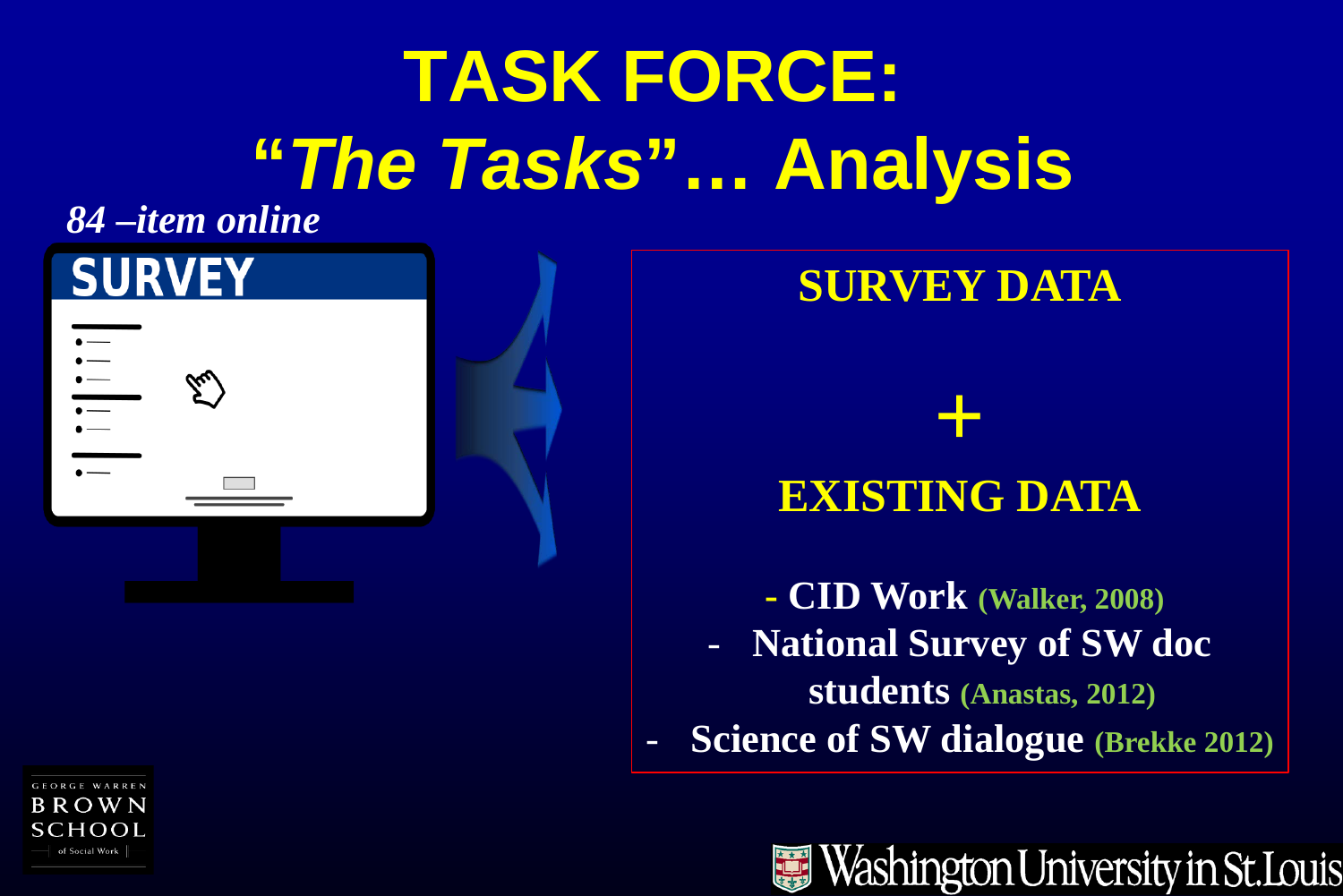# TASK FORCE: "*The Tasks*"… Analysis

*84 –item online*

SURVEY

**SURVEY DATA**

**+**

**EXISTING DATA**

- **CID Work** **(Walker, 2008)**
- **National Survey of SW doc students** **(Anastas, 2012)**
- **Science of SW dialogue** **(Brekke 2012)**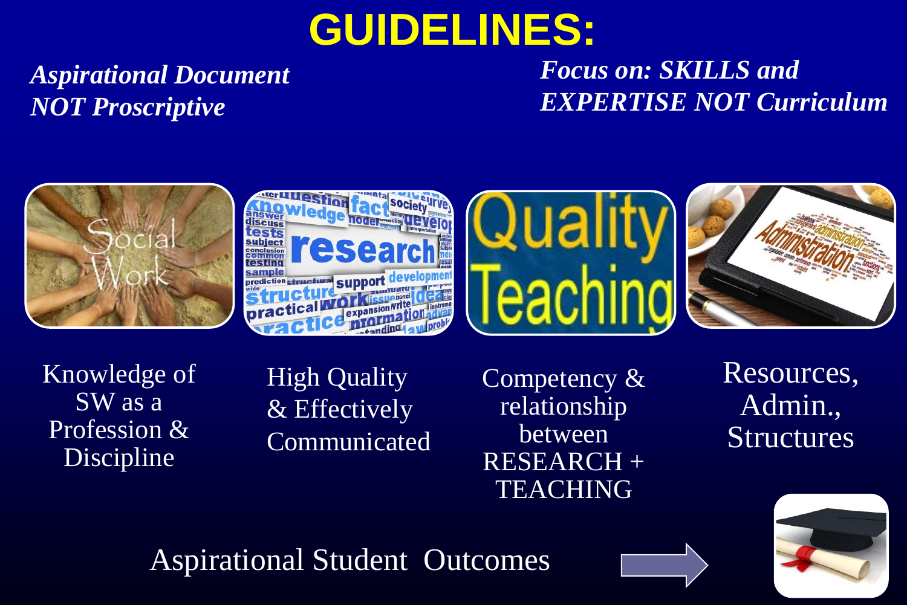# GUIDELINES:

*Aspirational Document NOT Proscriptive*

*Focus on: SKILLS and EXPERTISE NOT Curriculum*

Knowledge of SW as a Profession & Discipline

High Quality & Effectively Communicated

Competency & relationship between RESEARCH + TEACHING

Resources, Admin., Structures

Aspirational Student Outcomes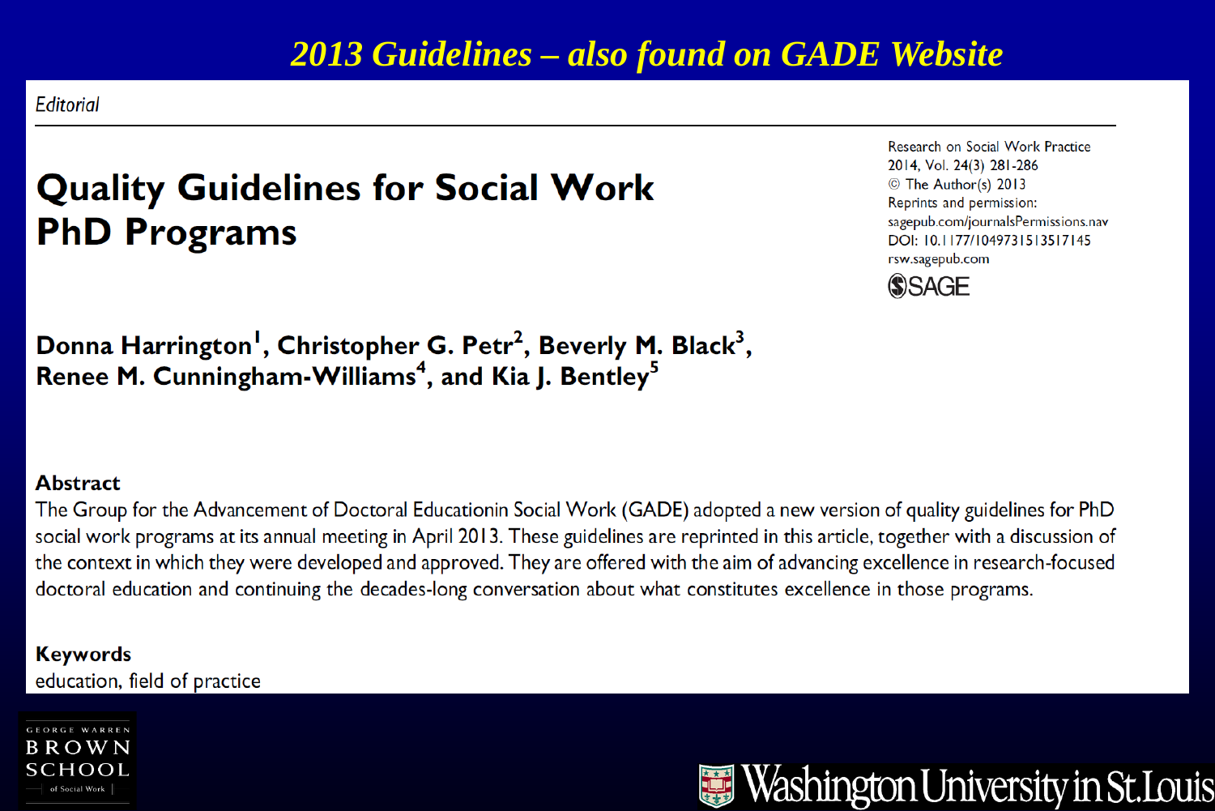# 2013 Guidelines – also found on GADE Website

*Editorial*

## Quality Guidelines for Social Work PhD Programs

Research on Social Work Practice
2014, Vol. 24(3) 281-286
© The Author(s) 2013
Reprints and permission:
sagepub.com/journalsPermissions.nav
DOI: 10.1177/1049731513517145
rsw.sagepub.com
SAGE

**Donna Harrington[1], Christopher G. Petr[2], Beverly M. Black[3], Renee M. Cunningham-Williams[4], and Kia J. Bentley[5]**

### Abstract

The Group for the Advancement of Doctoral Educationin Social Work (GADE) adopted a new version of quality guidelines for PhD social work programs at its annual meeting in April 2013. These guidelines are reprinted in this article, together with a discussion of the context in which they were developed and approved. They are offered with the aim of advancing excellence in research-focused doctoral education and continuing the decades-long conversation about what constitutes excellence in those programs.

### Keywords

education, field of practice

GEORGE WARREN BROWN SCHOOL of Social Work

Washington University in St. Louis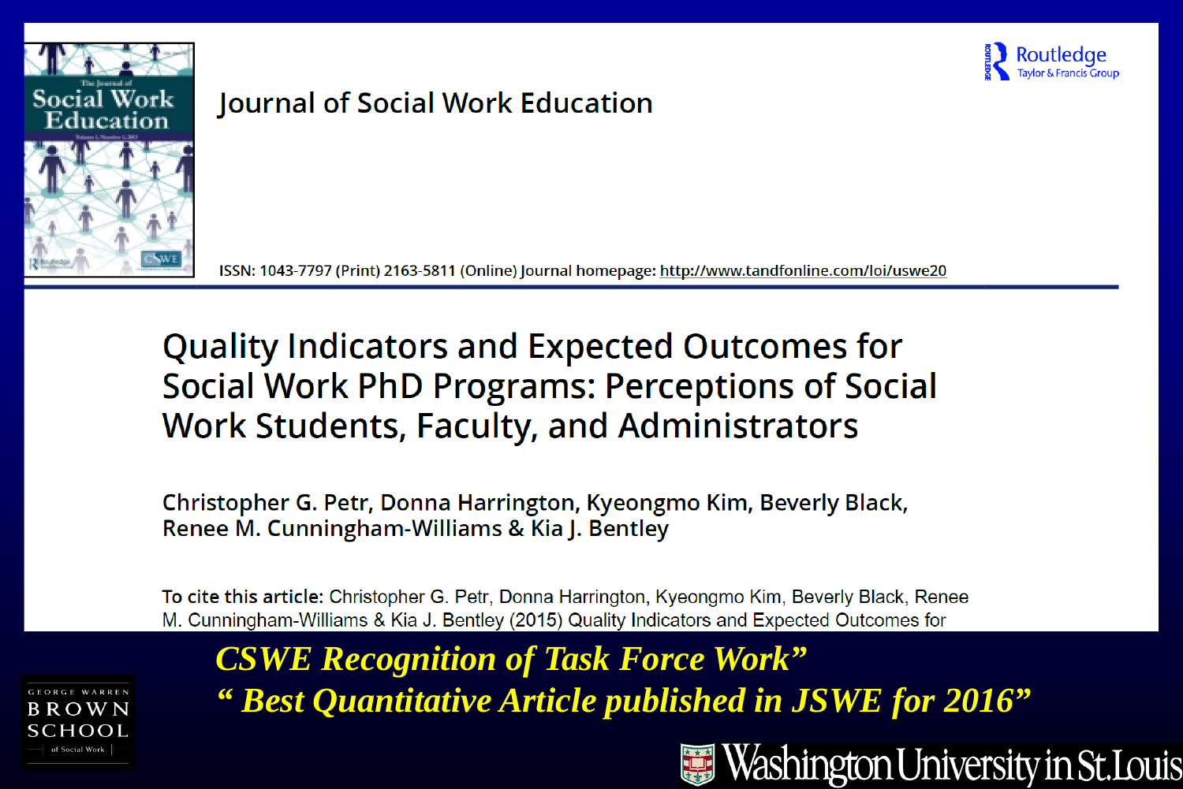Journal of Social Work Education

Routledge
Taylor & Francis Group

ISSN: 1043-7797 (Print) 2163-5811 (Online) Journal homepage: http://www.tandfonline.com/loi/uswe20

# Quality Indicators and Expected Outcomes for Social Work PhD Programs: Perceptions of Social Work Students, Faculty, and Administrators

Christopher G. Petr, Donna Harrington, Kyeongmo Kim, Beverly Black, Renee M. Cunningham-Williams & Kia J. Bentley

**To cite this article:** Christopher G. Petr, Donna Harrington, Kyeongmo Kim, Beverly Black, Renee M. Cunningham-Williams & Kia J. Bentley (2015) Quality Indicators and Expected Outcomes for

***CSWE Recognition of Task Force Work"***

***" Best Quantitative Article published in JSWE for 2016"***

GEORGE WARREN BROWN SCHOOL of Social Work

Washington University in St. Louis